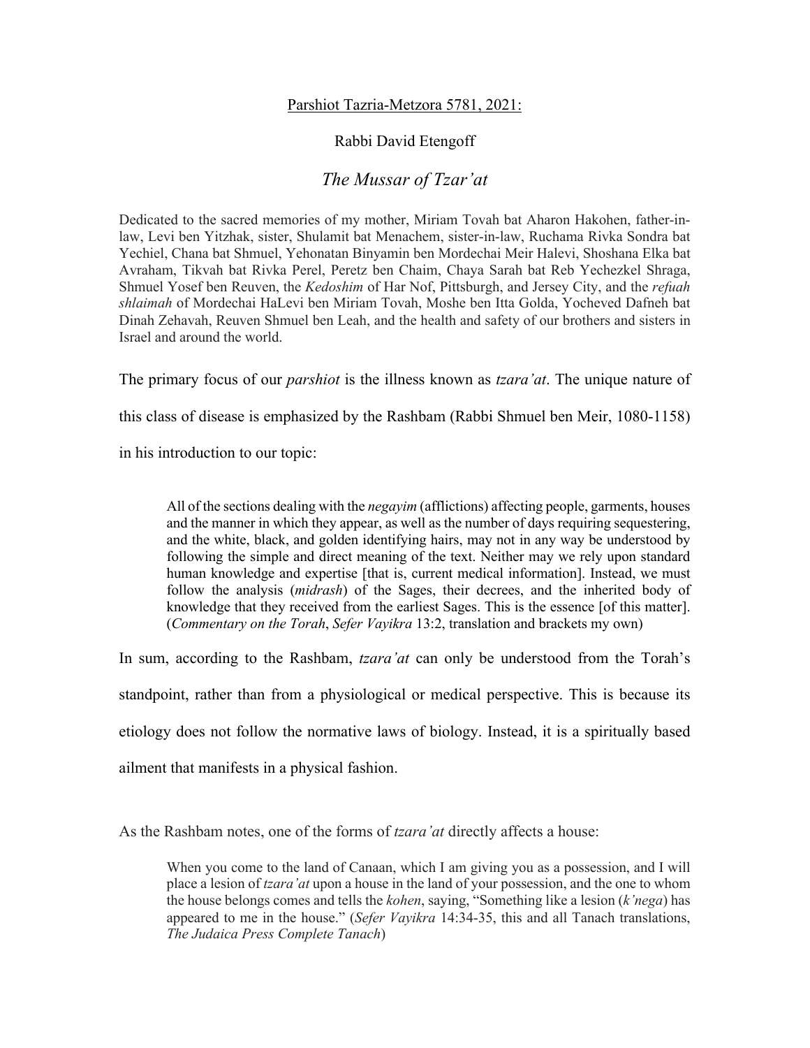Parshiot Tazria-Metzora 5781, 2021:

Rabbi David Etengoff

# *The Mussar of Tzar'at*

Dedicated to the sacred memories of my mother, Miriam Tovah bat Aharon Hakohen, father-in-law, Levi ben Yitzhak, sister, Shulamit bat Menachem, sister-in-law, Ruchama Rivka Sondra bat Yechiel, Chana bat Shmuel, Yehonatan Binyamin ben Mordechai Meir Halevi, Shoshana Elka bat Avraham, Tikvah bat Rivka Perel, Peretz ben Chaim, Chaya Sarah bat Reb Yechezkel Shraga, Shmuel Yosef ben Reuven, the *Kedoshim* of Har Nof, Pittsburgh, and Jersey City, and the *refuah shlaimah* of Mordechai HaLevi ben Miriam Tovah, Moshe ben Itta Golda, Yocheved Dafneh bat Dinah Zehavah, Reuven Shmuel ben Leah, and the health and safety of our brothers and sisters in Israel and around the world.

The primary focus of our *parshiot* is the illness known as *tzara'at*. The unique nature of this class of disease is emphasized by the Rashbam (Rabbi Shmuel ben Meir, 1080-1158) in his introduction to our topic:

> All of the sections dealing with the *negayim* (afflictions) affecting people, garments, houses and the manner in which they appear, as well as the number of days requiring sequestering, and the white, black, and golden identifying hairs, may not in any way be understood by following the simple and direct meaning of the text. Neither may we rely upon standard human knowledge and expertise [that is, current medical information]. Instead, we must follow the analysis (*midrash*) of the Sages, their decrees, and the inherited body of knowledge that they received from the earliest Sages. This is the essence [of this matter]. (*Commentary on the Torah*, *Sefer Vayikra* 13:2, translation and brackets my own)

In sum, according to the Rashbam, *tzara'at* can only be understood from the Torah's standpoint, rather than from a physiological or medical perspective. This is because its etiology does not follow the normative laws of biology. Instead, it is a spiritually based ailment that manifests in a physical fashion.

As the Rashbam notes, one of the forms of *tzara'at* directly affects a house:

> When you come to the land of Canaan, which I am giving you as a possession, and I will place a lesion of *tzara'at* upon a house in the land of your possession, and the one to whom the house belongs comes and tells the *kohen*, saying, "Something like a lesion (*k'nega*) has appeared to me in the house." (*Sefer Vayikra* 14:34-35, this and all Tanach translations, *The Judaica Press Complete Tanach*)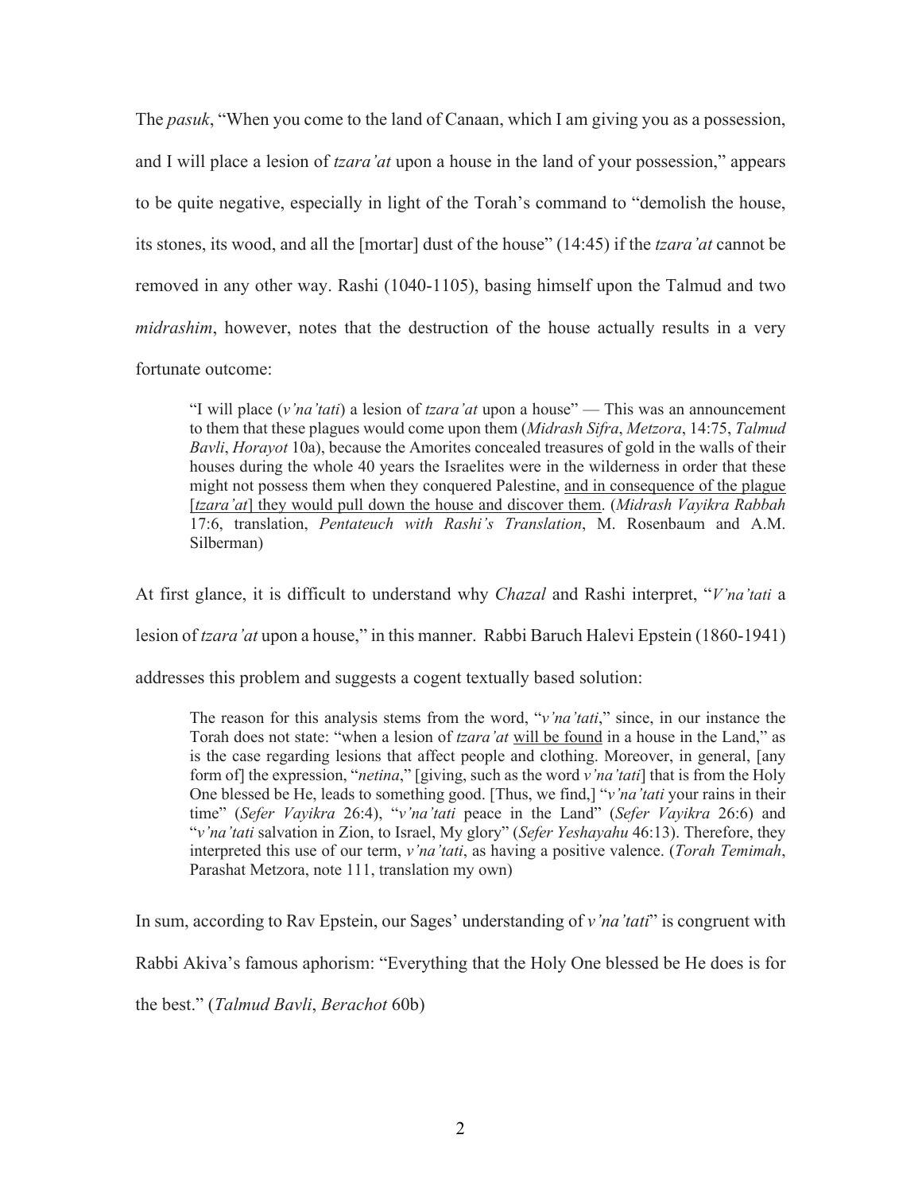The *pasuk*, "When you come to the land of Canaan, which I am giving you as a possession, and I will place a lesion of *tzara'at* upon a house in the land of your possession," appears to be quite negative, especially in light of the Torah's command to "demolish the house, its stones, its wood, and all the [mortar] dust of the house" (14:45) if the *tzara'at* cannot be removed in any other way. Rashi (1040-1105), basing himself upon the Talmud and two *midrashim*, however, notes that the destruction of the house actually results in a very fortunate outcome:

> "I will place (*v'na'tati*) a lesion of *tzara'at* upon a house" — This was an announcement to them that these plagues would come upon them (*Midrash Sifra*, *Metzora*, 14:75, *Talmud Bavli*, *Horayot* 10a), because the Amorites concealed treasures of gold in the walls of their houses during the whole 40 years the Israelites were in the wilderness in order that these might not possess them when they conquered Palestine, <u>and in consequence of the plague [*tzara'at*] they would pull down the house and discover them</u>. (*Midrash Vayikra Rabbah* 17:6, translation, *Pentateuch with Rashi's Translation*, M. Rosenbaum and A.M. Silberman)

At first glance, it is difficult to understand why *Chazal* and Rashi interpret, "*V'na'tati* a lesion of *tzara'at* upon a house," in this manner. Rabbi Baruch Halevi Epstein (1860-1941) addresses this problem and suggests a cogent textually based solution:

> The reason for this analysis stems from the word, "*v'na'tati*," since, in our instance the Torah does not state: "when a lesion of *tzara'at* <u>will be found</u> in a house in the Land," as is the case regarding lesions that affect people and clothing. Moreover, in general, [any form of] the expression, "*netina*," [giving, such as the word *v'na'tati*] that is from the Holy One blessed be He, leads to something good. [Thus, we find,] "*v'na'tati* your rains in their time" (*Sefer Vayikra* 26:4), "*v'na'tati* peace in the Land" (*Sefer Vayikra* 26:6) and "*v'na'tati* salvation in Zion, to Israel, My glory" (*Sefer Yeshayahu* 46:13). Therefore, they interpreted this use of our term, *v'na'tati*, as having a positive valence. (*Torah Temimah*, Parashat Metzora, note 111, translation my own)

In sum, according to Rav Epstein, our Sages' understanding of *v'na'tati*" is congruent with Rabbi Akiva's famous aphorism: "Everything that the Holy One blessed be He does is for the best." (*Talmud Bavli*, *Berachot* 60b)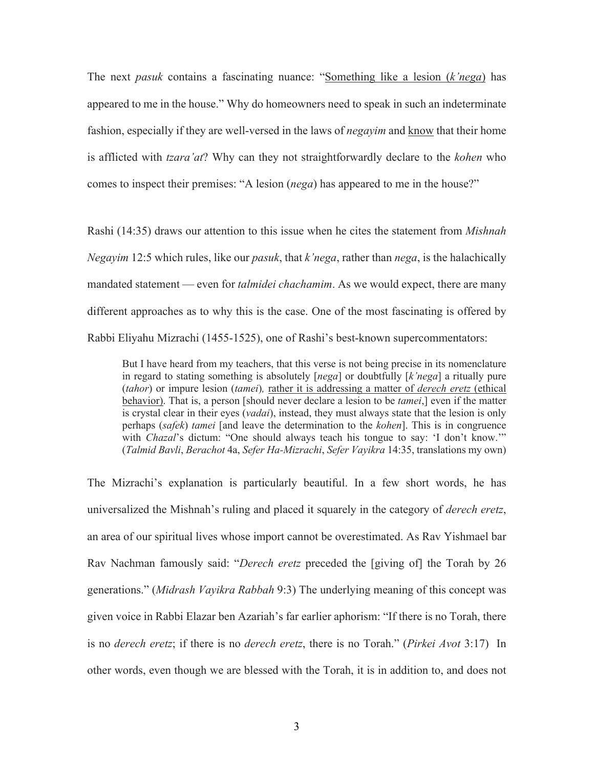The next *pasuk* contains a fascinating nuance: "<u>Something like a lesion</u> (*k'nega*) has appeared to me in the house." Why do homeowners need to speak in such an indeterminate fashion, especially if they are well-versed in the laws of *negayim* and <u>know</u> that their home is afflicted with *tzara'at*? Why can they not straightforwardly declare to the *kohen* who comes to inspect their premises: "A lesion (*nega*) has appeared to me in the house?"

Rashi (14:35) draws our attention to this issue when he cites the statement from *Mishnah Negayim* 12:5 which rules, like our *pasuk*, that *k'nega*, rather than *nega*, is the halachically mandated statement — even for *talmidei chachamim*. As we would expect, there are many different approaches as to why this is the case. One of the most fascinating is offered by Rabbi Eliyahu Mizrachi (1455-1525), one of Rashi's best-known supercommentators:

> But I have heard from my teachers, that this verse is not being precise in its nomenclature in regard to stating something is absolutely [*nega*] or doubtfully [*k'nega*] a ritually pure (*tahor*) or impure lesion (*tamei*), <u>rather it is addressing a matter of *derech eretz* (ethical behavior)</u>. That is, a person [should never declare a lesion to be *tamei*,] even if the matter is crystal clear in their eyes (*vadai*), instead, they must always state that the lesion is only perhaps (*safek*) *tamei* [and leave the determination to the *kohen*]. This is in congruence with *Chazal*'s dictum: "One should always teach his tongue to say: 'I don't know.'" (*Talmid Bavli*, *Berachot* 4a, *Sefer Ha-Mizrachi*, *Sefer Vayikra* 14:35, translations my own)

The Mizrachi's explanation is particularly beautiful. In a few short words, he has universalized the Mishnah's ruling and placed it squarely in the category of *derech eretz*, an area of our spiritual lives whose import cannot be overestimated. As Rav Yishmael bar Rav Nachman famously said: "*Derech eretz* preceded the [giving of] the Torah by 26 generations." (*Midrash Vayikra Rabbah* 9:3) The underlying meaning of this concept was given voice in Rabbi Elazar ben Azariah's far earlier aphorism: "If there is no Torah, there is no *derech eretz*; if there is no *derech eretz*, there is no Torah." (*Pirkei Avot* 3:17) In other words, even though we are blessed with the Torah, it is in addition to, and does not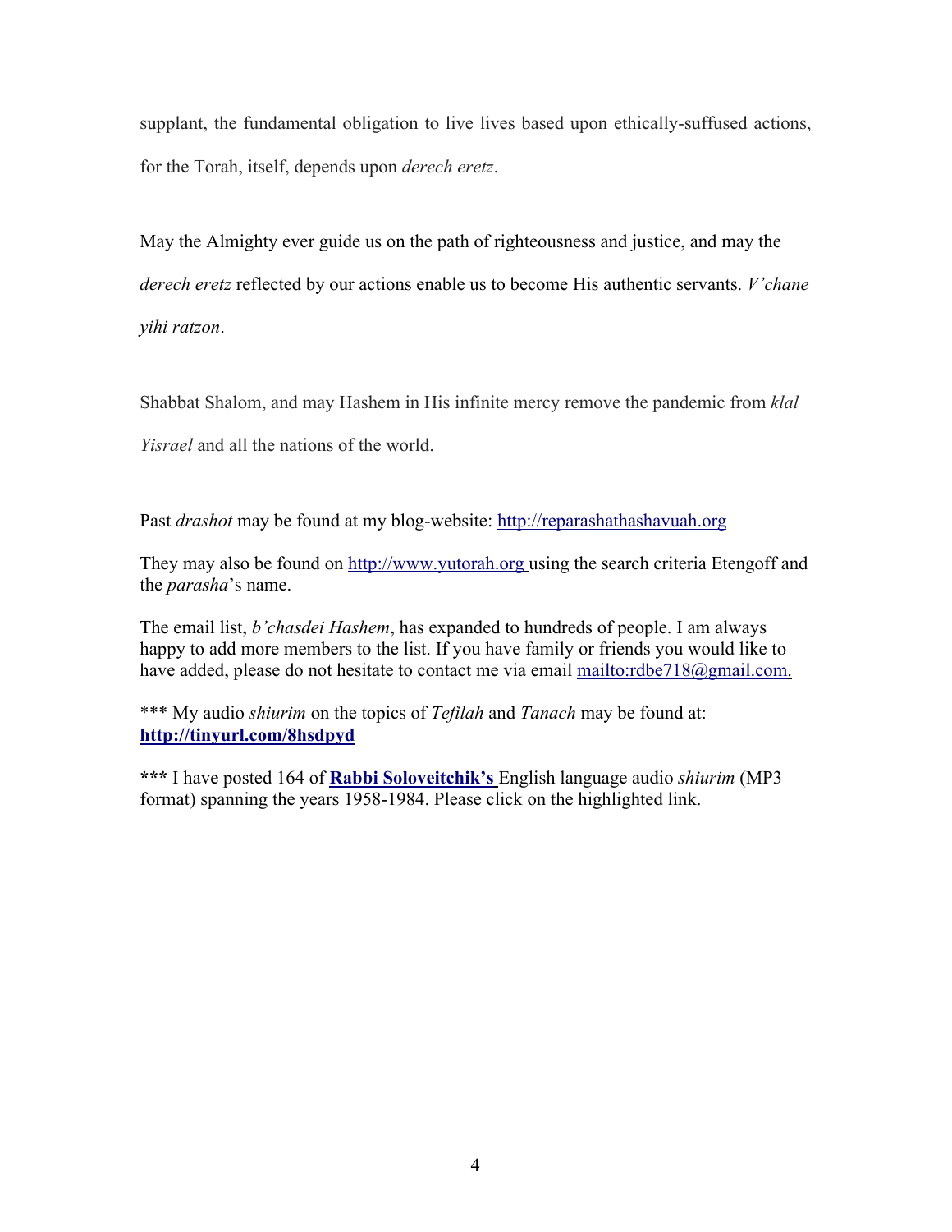supplant, the fundamental obligation to live lives based upon ethically-suffused actions, for the Torah, itself, depends upon *derech eretz*.

May the Almighty ever guide us on the path of righteousness and justice, and may the *derech eretz* reflected by our actions enable us to become His authentic servants. *V'chane yihi ratzon*.

Shabbat Shalom, and may Hashem in His infinite mercy remove the pandemic from *klal Yisrael* and all the nations of the world.

Past *drashot* may be found at my blog-website: http://reparashathashavuah.org

They may also be found on http://www.yutorah.org using the search criteria Etengoff and the *parasha*'s name.

The email list, *b'chasdei Hashem*, has expanded to hundreds of people. I am always happy to add more members to the list. If you have family or friends you would like to have added, please do not hesitate to contact me via email mailto:rdbe718@gmail.com.

*** My audio *shiurim* on the topics of *Tefilah* and *Tanach* may be found at: **http://tinyurl.com/8hsdpyd**

**\*\*\*** I have posted 164 of **Rabbi Soloveitchik's** English language audio *shiurim* (MP3 format) spanning the years 1958-1984. Please click on the highlighted link.